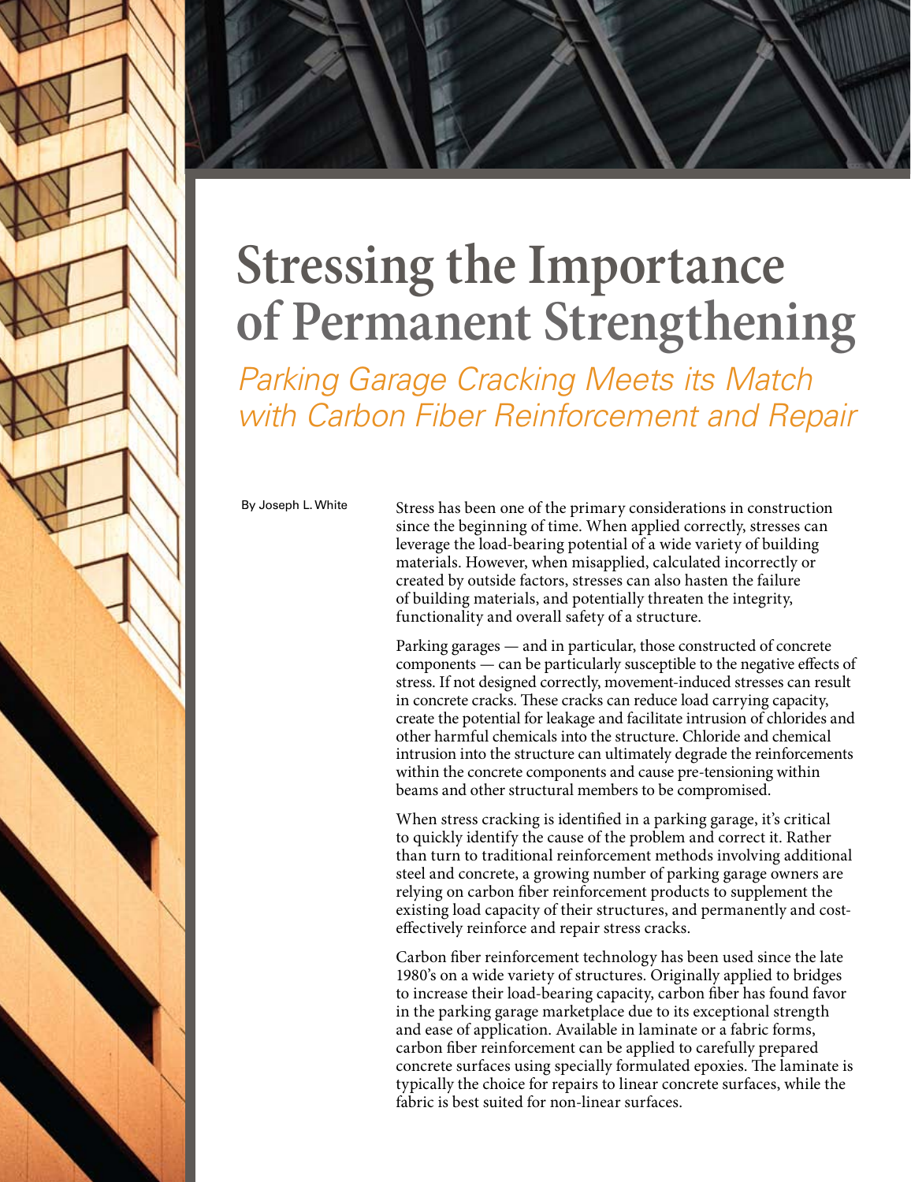# Stressing the Importance of Permanent Strengthening

*Parking Garage Cracking Meets its Match with Carbon Fiber Reinforcement and Repair*

By Joseph L. White

Stress has been one of the primary considerations in construction since the beginning of time. When applied correctly, stresses can leverage the load-bearing potential of a wide variety of building materials. However, when misapplied, calculated incorrectly or created by outside factors, stresses can also hasten the failure of building materials, and potentially threaten the integrity, functionality and overall safety of a structure.

Parking garages — and in particular, those constructed of concrete components — can be particularly susceptible to the negative effects of stress. If not designed correctly, movement-induced stresses can result in concrete cracks. These cracks can reduce load carrying capacity, create the potential for leakage and facilitate intrusion of chlorides and other harmful chemicals into the structure. Chloride and chemical intrusion into the structure can ultimately degrade the reinforcements within the concrete components and cause pre-tensioning within beams and other structural members to be compromised.

When stress cracking is identified in a parking garage, it's critical to quickly identify the cause of the problem and correct it. Rather than turn to traditional reinforcement methods involving additional steel and concrete, a growing number of parking garage owners are relying on carbon fiber reinforcement products to supplement the existing load capacity of their structures, and permanently and cost-effectively reinforce and repair stress cracks.

Carbon fiber reinforcement technology has been used since the late 1980's on a wide variety of structures. Originally applied to bridges to increase their load-bearing capacity, carbon fiber has found favor in the parking garage marketplace due to its exceptional strength and ease of application. Available in laminate or a fabric forms, carbon fiber reinforcement can be applied to carefully prepared concrete surfaces using specially formulated epoxies. The laminate is typically the choice for repairs to linear concrete surfaces, while the fabric is best suited for non-linear surfaces.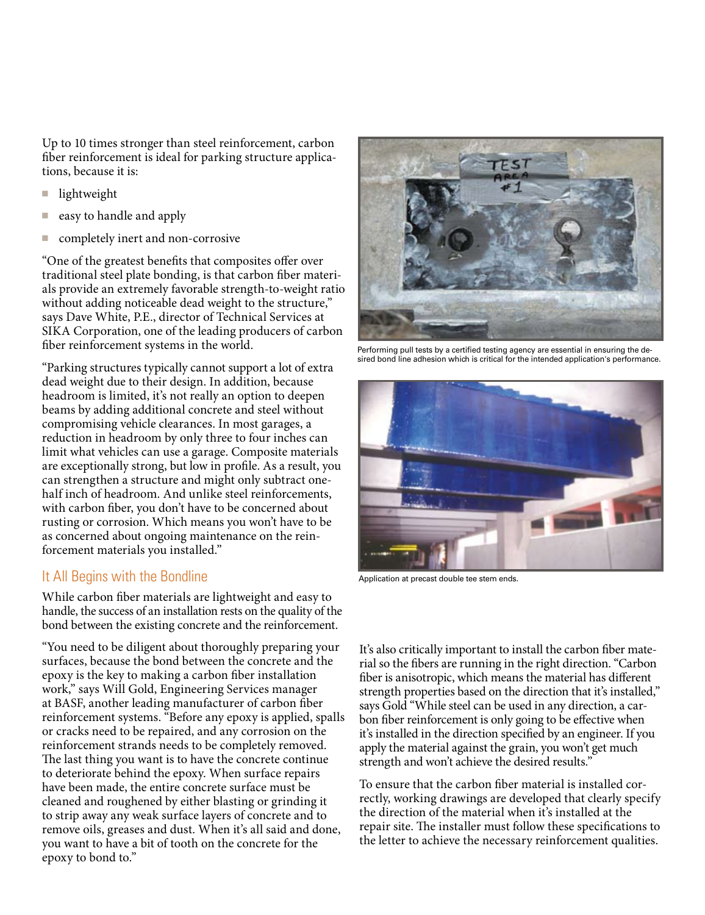Up to 10 times stronger than steel reinforcement, carbon fiber reinforcement is ideal for parking structure applications, because it is:

- lightweight
- easy to handle and apply
- completely inert and non-corrosive

"One of the greatest benefits that composites offer over traditional steel plate bonding, is that carbon fiber materials provide an extremely favorable strength-to-weight ratio without adding noticeable dead weight to the structure," says Dave White, P.E., director of Technical Services at SIKA Corporation, one of the leading producers of carbon fiber reinforcement systems in the world.

"Parking structures typically cannot support a lot of extra dead weight due to their design. In addition, because headroom is limited, it's not really an option to deepen beams by adding additional concrete and steel without compromising vehicle clearances. In most garages, a reduction in headroom by only three to four inches can limit what vehicles can use a garage. Composite materials are exceptionally strong, but low in profile. As a result, you can strengthen a structure and might only subtract one-half inch of headroom. And unlike steel reinforcements, with carbon fiber, you don't have to be concerned about rusting or corrosion. Which means you won't have to be as concerned about ongoing maintenance on the reinforcement materials you installed."

## It All Begins with the Bondline

While carbon fiber materials are lightweight and easy to handle, the success of an installation rests on the quality of the bond between the existing concrete and the reinforcement.

"You need to be diligent about thoroughly preparing your surfaces, because the bond between the concrete and the epoxy is the key to making a carbon fiber installation work," says Will Gold, Engineering Services manager at BASF, another leading manufacturer of carbon fiber reinforcement systems. "Before any epoxy is applied, spalls or cracks need to be repaired, and any corrosion on the reinforcement strands needs to be completely removed. The last thing you want is to have the concrete continue to deteriorate behind the epoxy. When surface repairs have been made, the entire concrete surface must be cleaned and roughened by either blasting or grinding it to strip away any weak surface layers of concrete and to remove oils, greases and dust. When it's all said and done, you want to have a bit of tooth on the concrete for the epoxy to bond to."

Performing pull tests by a certified testing agency are essential in ensuring the desired bond line adhesion which is critical for the intended application's performance.

Application at precast double tee stem ends.

It's also critically important to install the carbon fiber material so the fibers are running in the right direction. "Carbon fiber is anisotropic, which means the material has different strength properties based on the direction that it's installed," says Gold "While steel can be used in any direction, a carbon fiber reinforcement is only going to be effective when it's installed in the direction specified by an engineer. If you apply the material against the grain, you won't get much strength and won't achieve the desired results."

To ensure that the carbon fiber material is installed correctly, working drawings are developed that clearly specify the direction of the material when it's installed at the repair site. The installer must follow these specifications to the letter to achieve the necessary reinforcement qualities.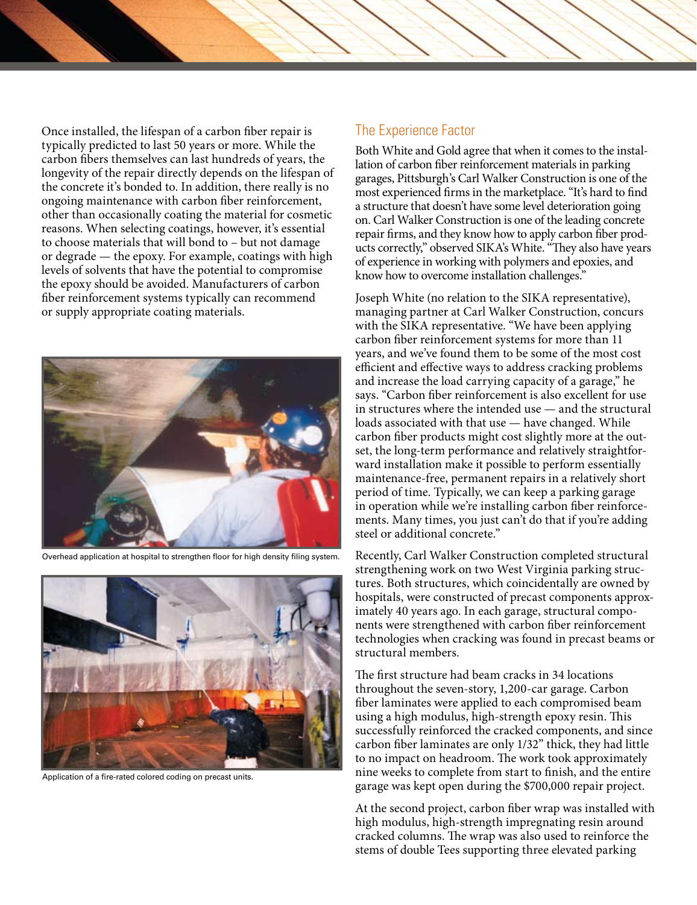Once installed, the lifespan of a carbon fiber repair is typically predicted to last 50 years or more. While the carbon fibers themselves can last hundreds of years, the longevity of the repair directly depends on the lifespan of the concrete it's bonded to. In addition, there really is no ongoing maintenance with carbon fiber reinforcement, other than occasionally coating the material for cosmetic reasons. When selecting coatings, however, it's essential to choose materials that will bond to – but not damage or degrade — the epoxy. For example, coatings with high levels of solvents that have the potential to compromise the epoxy should be avoided. Manufacturers of carbon fiber reinforcement systems typically can recommend or supply appropriate coating materials.

Overhead application at hospital to strengthen floor for high density filing system.

Application of a fire-rated colored coding on precast units.

## The Experience Factor

Both White and Gold agree that when it comes to the installation of carbon fiber reinforcement materials in parking garages, Pittsburgh's Carl Walker Construction is one of the most experienced firms in the marketplace. "It's hard to find a structure that doesn't have some level deterioration going on. Carl Walker Construction is one of the leading concrete repair firms, and they know how to apply carbon fiber products correctly," observed SIKA's White. "They also have years of experience in working with polymers and epoxies, and know how to overcome installation challenges."

Joseph White (no relation to the SIKA representative), managing partner at Carl Walker Construction, concurs with the SIKA representative. "We have been applying carbon fiber reinforcement systems for more than 11 years, and we've found them to be some of the most cost efficient and effective ways to address cracking problems and increase the load carrying capacity of a garage," he says. "Carbon fiber reinforcement is also excellent for use in structures where the intended use — and the structural loads associated with that use — have changed. While carbon fiber products might cost slightly more at the outset, the long-term performance and relatively straightforward installation make it possible to perform essentially maintenance-free, permanent repairs in a relatively short period of time. Typically, we can keep a parking garage in operation while we're installing carbon fiber reinforcements. Many times, you just can't do that if you're adding steel or additional concrete."

Recently, Carl Walker Construction completed structural strengthening work on two West Virginia parking structures. Both structures, which coincidentally are owned by hospitals, were constructed of precast components approximately 40 years ago. In each garage, structural components were strengthened with carbon fiber reinforcement technologies when cracking was found in precast beams or structural members.

The first structure had beam cracks in 34 locations throughout the seven-story, 1,200-car garage. Carbon fiber laminates were applied to each compromised beam using a high modulus, high-strength epoxy resin. This successfully reinforced the cracked components, and since carbon fiber laminates are only 1/32" thick, they had little to no impact on headroom. The work took approximately nine weeks to complete from start to finish, and the entire garage was kept open during the $700,000 repair project.

At the second project, carbon fiber wrap was installed with high modulus, high-strength impregnating resin around cracked columns. The wrap was also used to reinforce the stems of double Tees supporting three elevated parking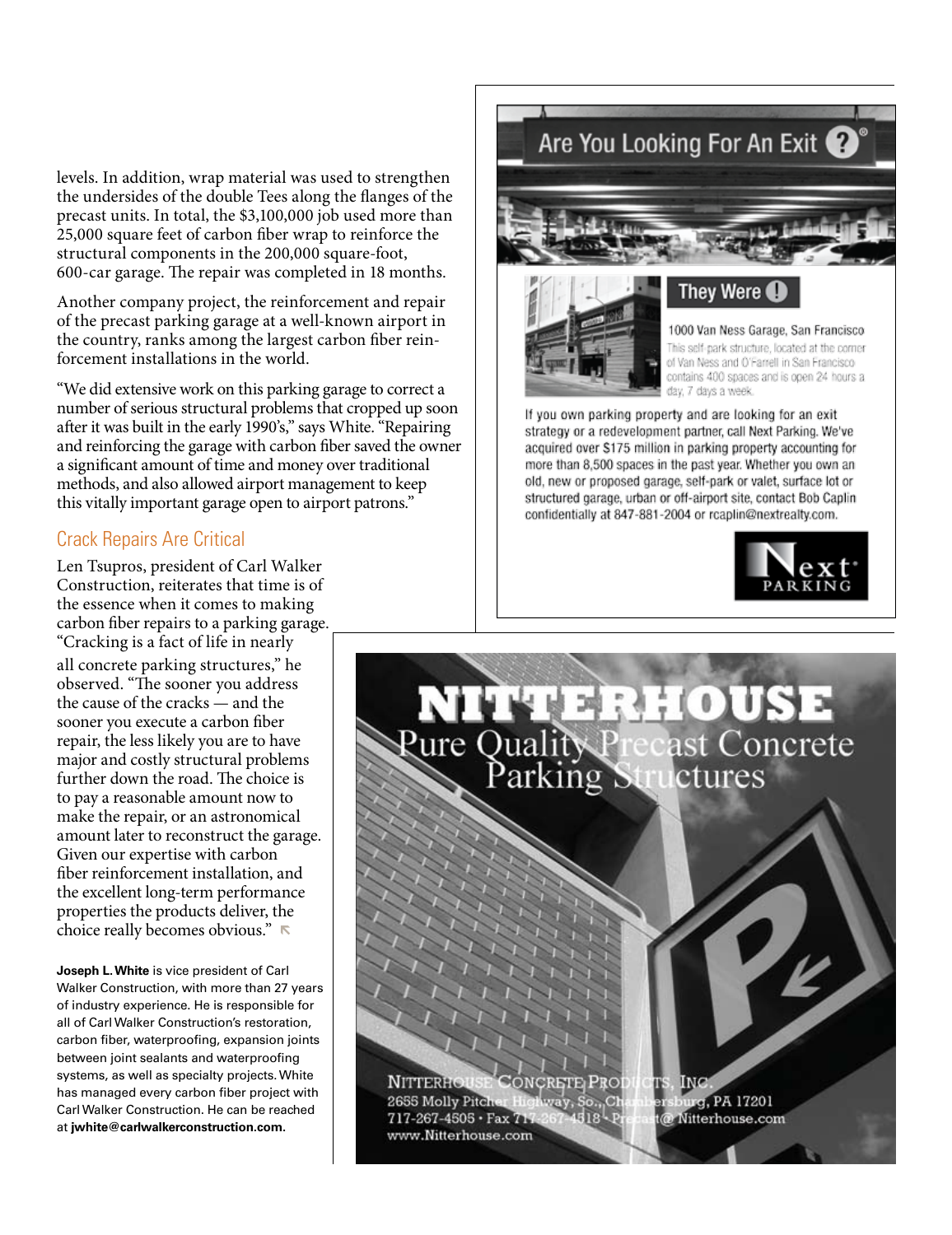levels. In addition, wrap material was used to strengthen the undersides of the double Tees along the flanges of the precast units. In total, the $3,100,000 job used more than 25,000 square feet of carbon fiber wrap to reinforce the structural components in the 200,000 square-foot, 600-car garage. The repair was completed in 18 months.

Another company project, the reinforcement and repair of the precast parking garage at a well-known airport in the country, ranks among the largest carbon fiber reinforcement installations in the world.

"We did extensive work on this parking garage to correct a number of serious structural problems that cropped up soon after it was built in the early 1990's," says White. "Repairing and reinforcing the garage with carbon fiber saved the owner a significant amount of time and money over traditional methods, and also allowed airport management to keep this vitally important garage open to airport patrons."

## Crack Repairs Are Critical

Len Tsupros, president of Carl Walker Construction, reiterates that time is of the essence when it comes to making carbon fiber repairs to a parking garage. "Cracking is a fact of life in nearly all concrete parking structures," he observed. "The sooner you address the cause of the cracks — and the sooner you execute a carbon fiber repair, the less likely you are to have major and costly structural problems further down the road. The choice is to pay a reasonable amount now to make the repair, or an astronomical amount later to reconstruct the garage. Given our expertise with carbon fiber reinforcement installation, and the excellent long-term performance properties the products deliver, the choice really becomes obvious."

**Joseph L. White** is vice president of Carl Walker Construction, with more than 27 years of industry experience. He is responsible for all of Carl Walker Construction's restoration, carbon fiber, waterproofing, expansion joints between joint sealants and waterproofing systems, as well as specialty projects. White has managed every carbon fiber project with Carl Walker Construction. He can be reached at **jwhite@carlwalkerconstruction.com**.

Are You Looking For An Exit ?

They Were !

1000 Van Ness Garage, San Francisco

This self-park structure, located at the corner of Van Ness and O'Farrell in San Francisco contains 400 spaces and is open 24 hours a day, 7 days a week.

If you own parking property and are looking for an exit strategy or a redevelopment partner, call Next Parking. We've acquired over $175 million in parking property accounting for more than 8,500 spaces in the past year. Whether you own an old, new or proposed garage, self-park or valet, surface lot or structured garage, urban or off-airport site, contact Bob Caplin confidentially at 847-881-2004 or rcaplin@nextrealty.com.

Next Parking

NITTERHOUSE

Pure Quality Precast Concrete Parking Structures

NITTERHOUSE CONCRETE PRODUCTS, INC.
2655 Molly Pitcher Highway, So., Chambersburg, PA 17201
717-267-4505 · Fax 717-267-4518 · Precast@Nitterhouse.com
www.Nitterhouse.com